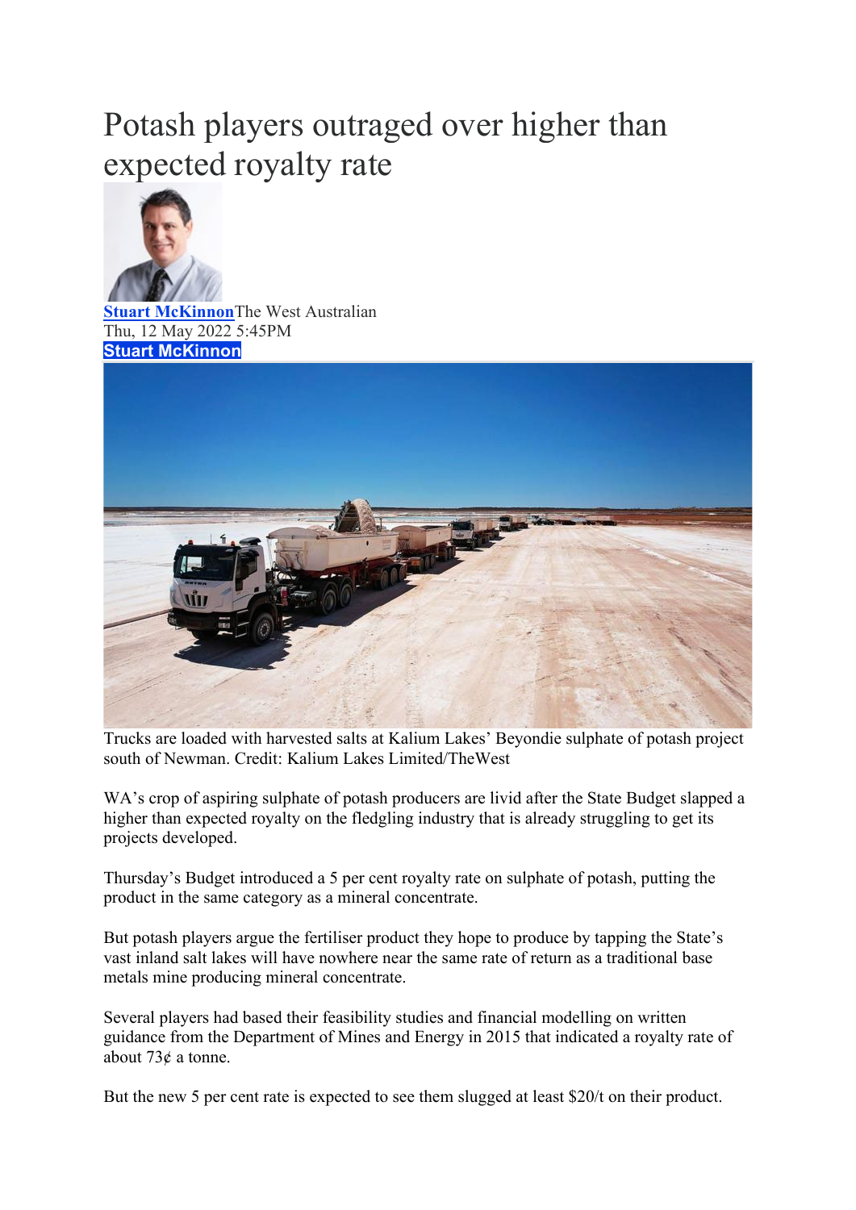# Potash players outraged over higher than expected royalty rate

**Stuart McKinnon** The West Australian
Thu, 12 May 2022 5:45PM
**Stuart McKinnon**

Trucks are loaded with harvested salts at Kalium Lakes' Beyondie sulphate of potash project south of Newman. Credit: Kalium Lakes Limited/TheWest

WA's crop of aspiring sulphate of potash producers are livid after the State Budget slapped a higher than expected royalty on the fledgling industry that is already struggling to get its projects developed.

Thursday's Budget introduced a 5 per cent royalty rate on sulphate of potash, putting the product in the same category as a mineral concentrate.

But potash players argue the fertiliser product they hope to produce by tapping the State's vast inland salt lakes will have nowhere near the same rate of return as a traditional base metals mine producing mineral concentrate.

Several players had based their feasibility studies and financial modelling on written guidance from the Department of Mines and Energy in 2015 that indicated a royalty rate of about 73¢ a tonne.

But the new 5 per cent rate is expected to see them slugged at least $20/t on their product.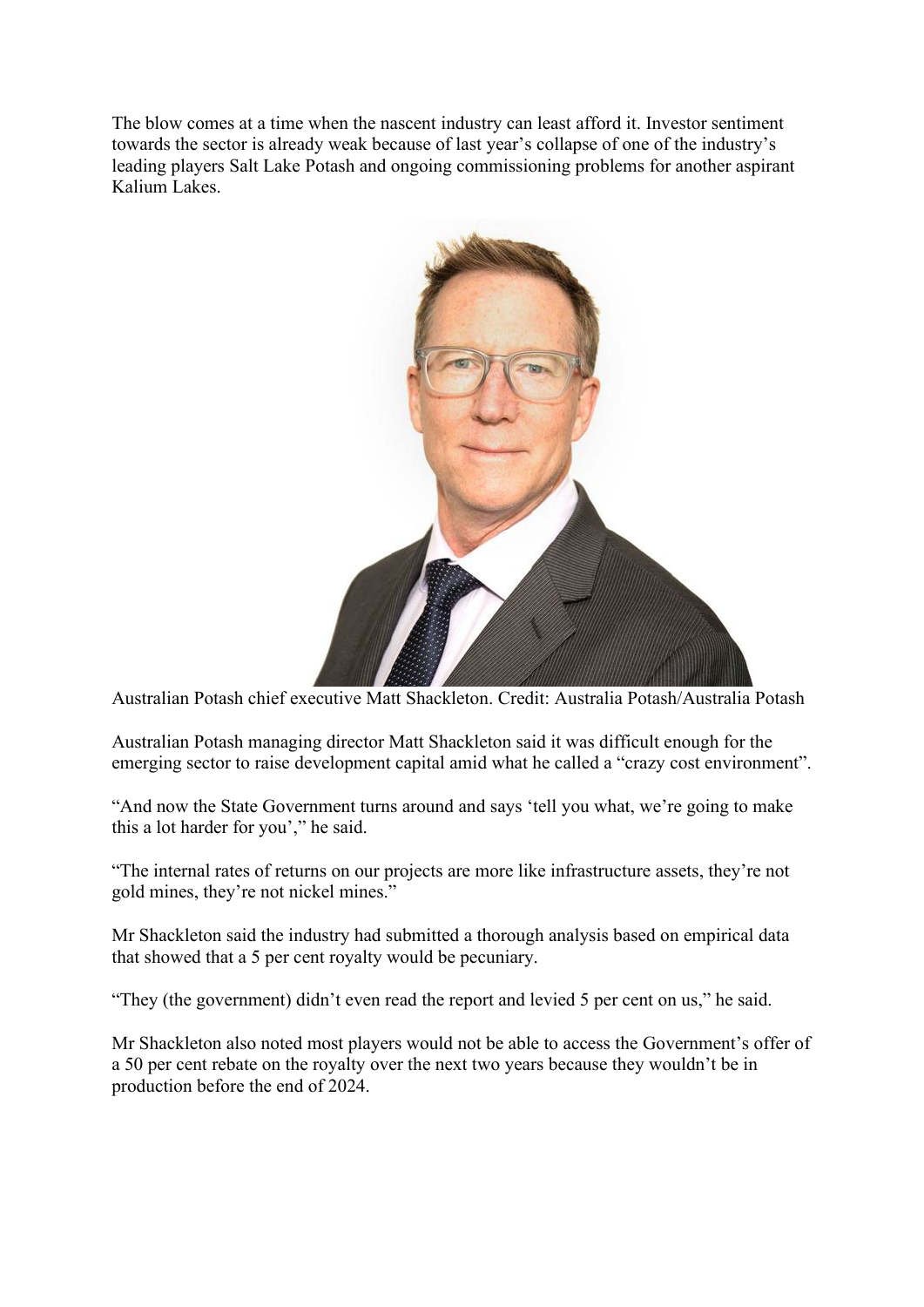The blow comes at a time when the nascent industry can least afford it. Investor sentiment towards the sector is already weak because of last year's collapse of one of the industry's leading players Salt Lake Potash and ongoing commissioning problems for another aspirant Kalium Lakes.

Australian Potash chief executive Matt Shackleton. Credit: Australia Potash/Australia Potash

Australian Potash managing director Matt Shackleton said it was difficult enough for the emerging sector to raise development capital amid what he called a "crazy cost environment".

"And now the State Government turns around and says 'tell you what, we're going to make this a lot harder for you'," he said.

"The internal rates of returns on our projects are more like infrastructure assets, they're not gold mines, they're not nickel mines."

Mr Shackleton said the industry had submitted a thorough analysis based on empirical data that showed that a 5 per cent royalty would be pecuniary.

"They (the government) didn't even read the report and levied 5 per cent on us," he said.

Mr Shackleton also noted most players would not be able to access the Government's offer of a 50 per cent rebate on the royalty over the next two years because they wouldn't be in production before the end of 2024.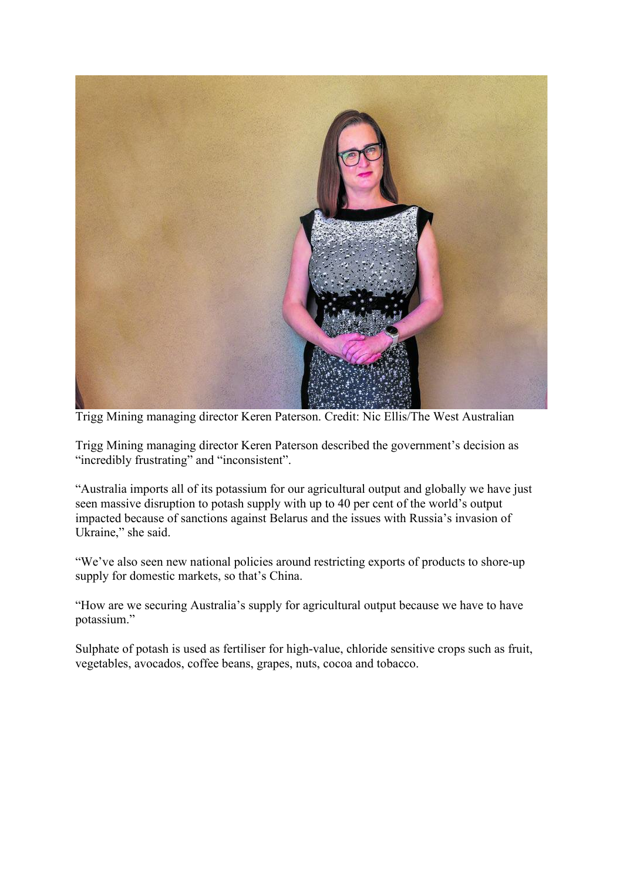Trigg Mining managing director Keren Paterson. Credit: Nic Ellis/The West Australian

Trigg Mining managing director Keren Paterson described the government's decision as "incredibly frustrating" and "inconsistent".

"Australia imports all of its potassium for our agricultural output and globally we have just seen massive disruption to potash supply with up to 40 per cent of the world's output impacted because of sanctions against Belarus and the issues with Russia's invasion of Ukraine," she said.

"We've also seen new national policies around restricting exports of products to shore-up supply for domestic markets, so that's China.

"How are we securing Australia's supply for agricultural output because we have to have potassium."

Sulphate of potash is used as fertiliser for high-value, chloride sensitive crops such as fruit, vegetables, avocados, coffee beans, grapes, nuts, cocoa and tobacco.